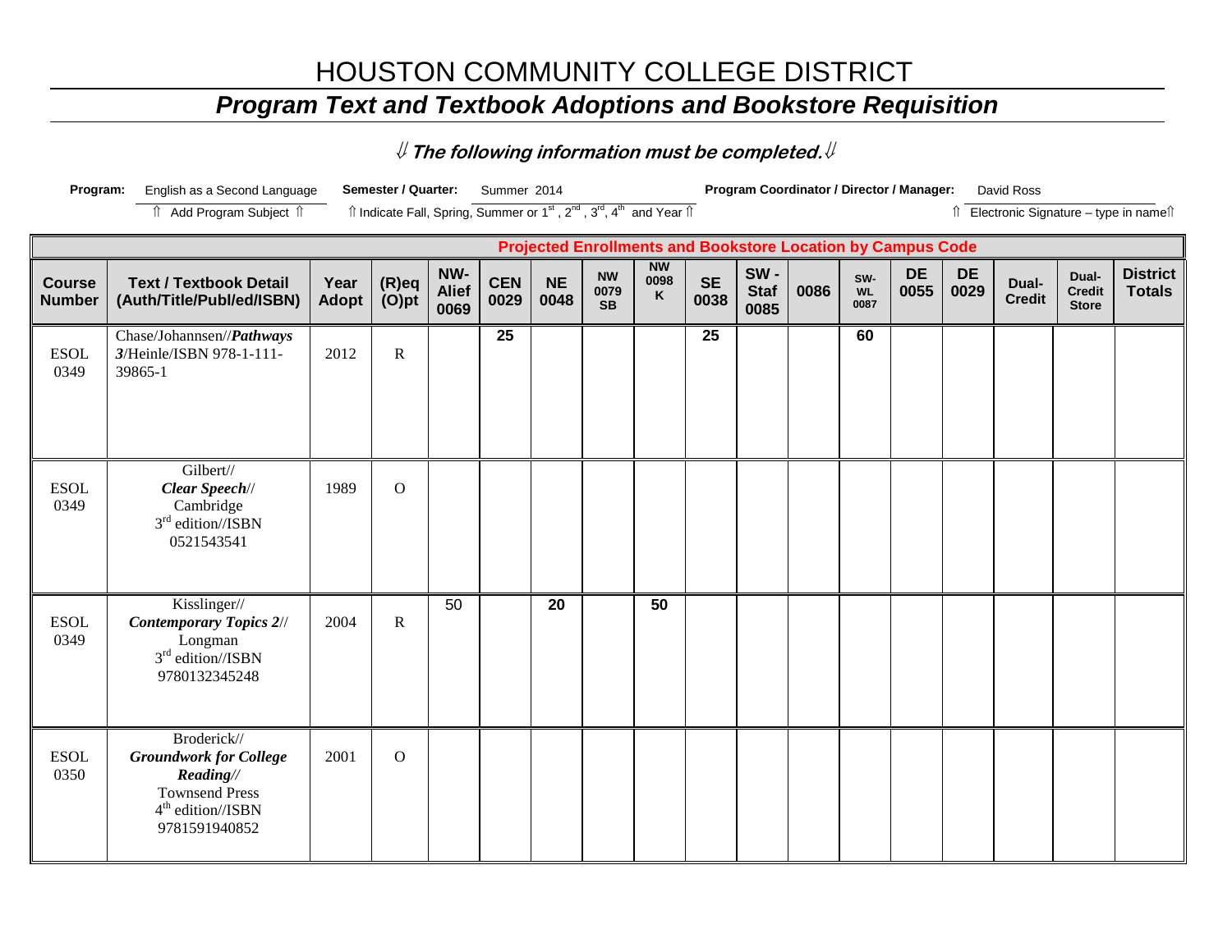# HOUSTON COMMUNITY COLLEGE DISTRICT

## *Program Text and Textbook Adoptions and Bookstore Requisition*

⇓ ***The following information must be completed.*** ⇓

**Program:** English as a Second Language **Semester / Quarter:** Summer 2014 **Program Coordinator / Director / Manager:** David Ross

⇑ Add Program Subject ⇑ ⇑ Indicate Fall, Spring, Summer or 1st, 2nd, 3rd, 4th and Year ⇑ ⇑ Electronic Signature – type in name⇑

| | | | | **Projected Enrollments and Bookstore Location by Campus Code** | | | | | | | | | | | | | |
|---|---|---|---|---|---|---|---|---|---|---|---|---|---|---|---|---|---|
| **Course Number** | **Text / Textbook Detail (Auth/Title/Publ/ed/ISBN)** | **Year Adopt** | **(R)eq (O)pt** | **NW-Alief 0069** | **CEN 0029** | **NE 0048** | **NW 0079 SB** | **NW 0098 K** | **SE 0038** | **SW - Staf 0085** | **0086** | **SW-WL 0087** | **DE 0055** | **DE 0029** | **Dual-Credit** | **Dual-Credit Store** | **District Totals** |
| ESOL 0349 | Chase/Johannsen//***Pathways 3***/Heinle/ISBN 978-1-111-39865-1 | 2012 | R | | 25 | | | | 25 | | | 60 | | | | | |
| ESOL 0349 | Gilbert// ***Clear Speech***// Cambridge 3rd edition//ISBN 0521543541 | 1989 | O | | | | | | | | | | | | | | |
| ESOL 0349 | Kisslinger// ***Contemporary Topics 2***// Longman 3rd edition//ISBN 9780132345248 | 2004 | R | 50 | | 20 | | 50 | | | | | | | | | |
| ESOL 0350 | Broderick// ***Groundwork for College Reading//*** Townsend Press 4th edition//ISBN 9781591940852 | 2001 | O | | | | | | | | | | | | | | |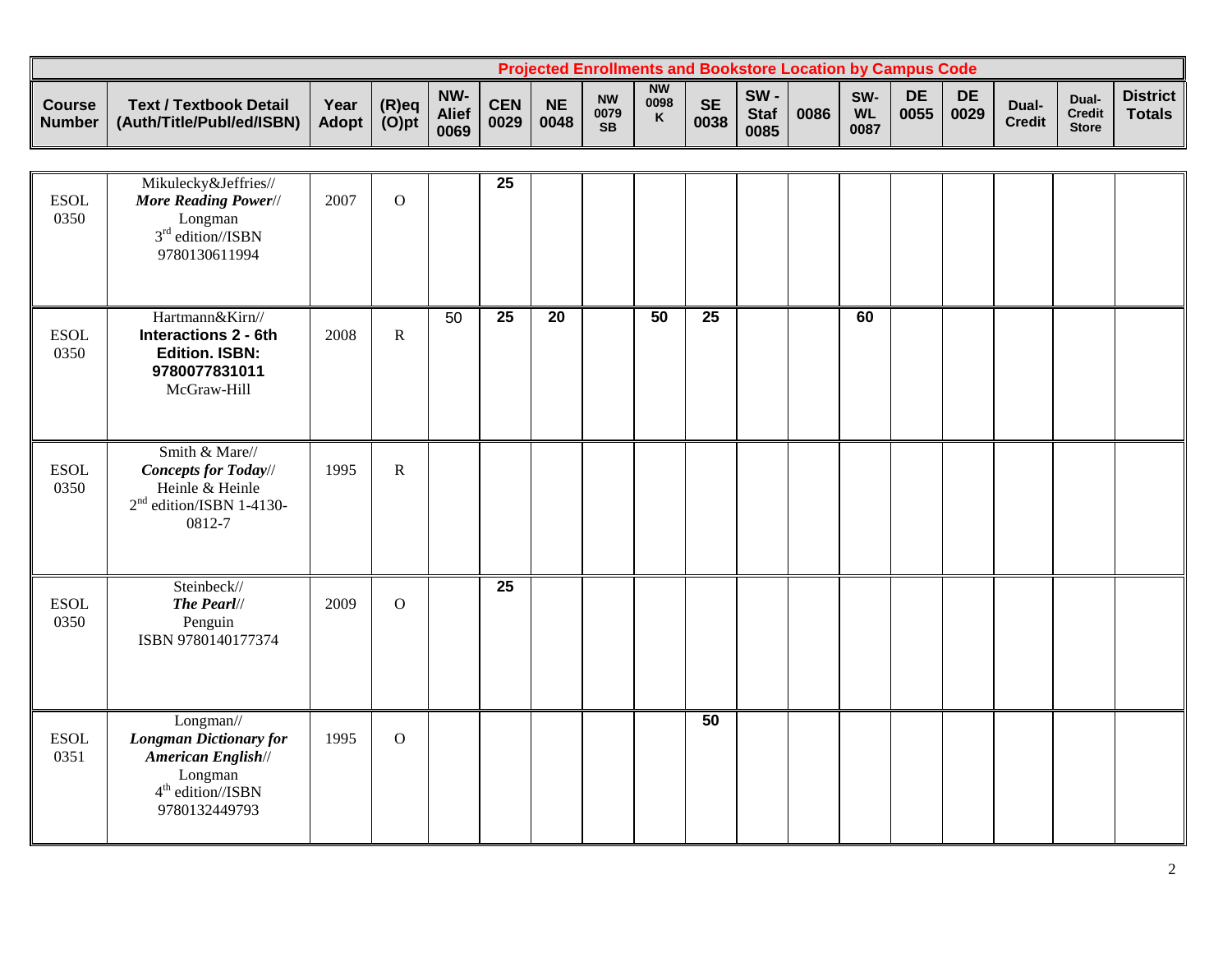| | | | | Projected Enrollments and Bookstore Location by Campus Code | | | | | | | | | | | | | |
|---|---|---|---|---|---|---|---|---|---|---|---|---|---|---|---|---|---|
| **Course Number** | **Text / Textbook Detail (Auth/Title/Publ/ed/ISBN)** | **Year Adopt** | **(R)eq (O)pt** | **NW-Alief 0069** | **CEN 0029** | **NE 0048** | **NW 0079 SB** | **NW 0098 K** | **SE 0038** | **SW - Staf 0085** | **0086** | **SW-WL 0087** | **DE 0055** | **DE 0029** | **Dual-Credit** | **Dual-Credit Store** | **District Totals** |
| ESOL 0350 | Mikulecky&Jeffries// ***More Reading Power***// Longman 3rd edition//ISBN 9780130611994 | 2007 | O | | **25** | | | | | | | | | | | | |
| ESOL 0350 | Hartmann&Kirn// **Interactions 2 - 6th Edition. ISBN: 9780077831011** McGraw-Hill | 2008 | R | 50 | **25** | **20** | | **50** | **25** | | | **60** | | | | | |
| ESOL 0350 | Smith & Mare// ***Concepts for Today***// Heinle & Heinle 2nd edition/ISBN 1-4130-0812-7 | 1995 | R | | | | | | | | | | | | | | |
| ESOL 0350 | Steinbeck// ***The Pearl***// Penguin ISBN 9780140177374 | 2009 | O | | **25** | | | | | | | | | | | | |
| ESOL 0351 | Longman// ***Longman Dictionary for American English***// Longman 4th edition//ISBN 9780132449793 | 1995 | O | | | | | | **50** | | | | | | | | |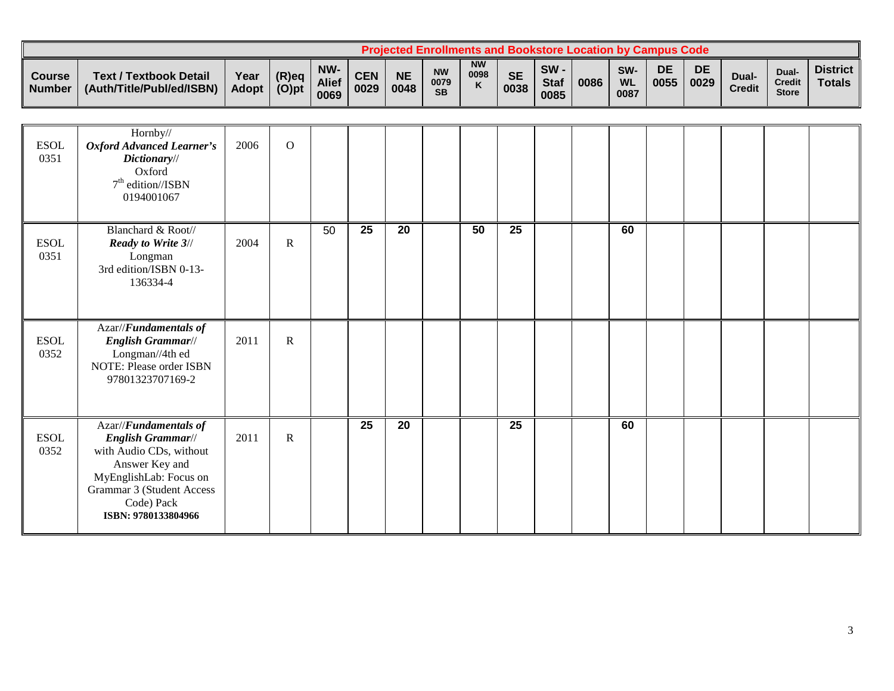| Course Number | Text / Textbook Detail (Auth/Title/Publ/ed/ISBN) | Year Adopt | (R)eq (O)pt | NW-Alief 0069 | CEN 0029 | NE 0048 | NW 0079 SB | NW 0098 K | SE 0038 | SW - Staf 0085 | 0086 | SW-WL 0087 | DE 0055 | DE 0029 | Dual-Credit | Dual-Credit Store | District Totals |
|---|---|---|---|---|---|---|---|---|---|---|---|---|---|---|---|---|---|
| | **Projected Enrollments and Bookstore Location by Campus Code** | | | | | | | | | | | | | | | | |
| ESOL 0351 | Hornby// ***Oxford Advanced Learner's Dictionary***// Oxford 7th edition//ISBN 0194001067 | 2006 | O | | | | | | | | | | | | | | |
| ESOL 0351 | Blanchard & Root// ***Ready to Write 3***// Longman 3rd edition/ISBN 0-13-136334-4 | 2004 | R | 50 | 25 | 20 | | 50 | 25 | | | 60 | | | | | |
| ESOL 0352 | Azar//***Fundamentals of English Grammar***// Longman//4th ed NOTE: Please order ISBN 97801323707169-2 | 2011 | R | | | | | | | | | | | | | | |
| ESOL 0352 | Azar//***Fundamentals of English Grammar***// with Audio CDs, without Answer Key and MyEnglishLab: Focus on Grammar 3 (Student Access Code) Pack **ISBN: 9780133804966** | 2011 | R | | 25 | 20 | | | 25 | | | 60 | | | | | |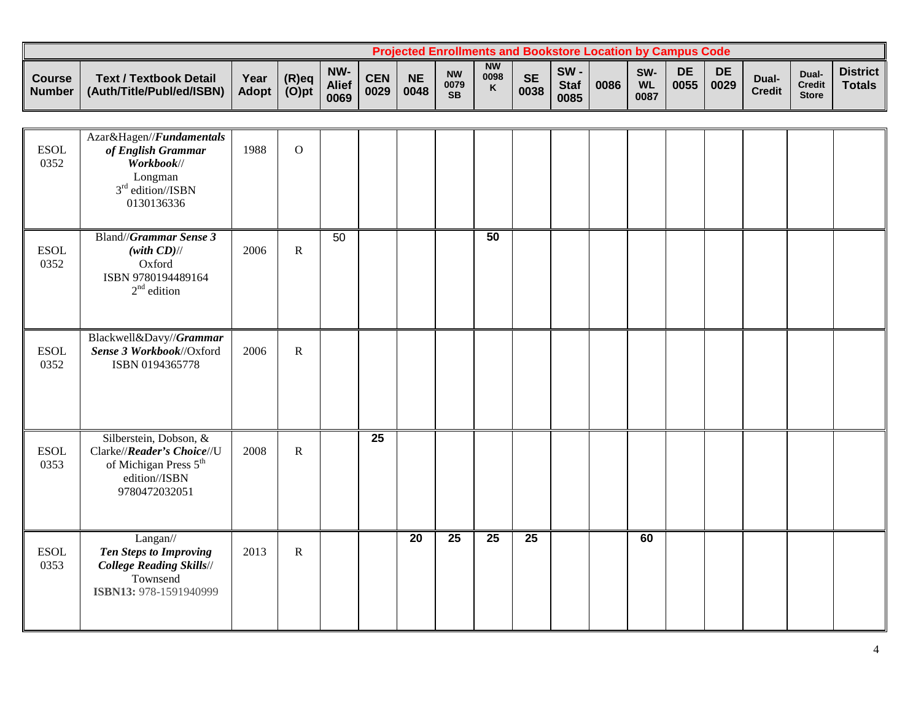| Course Number | Text / Textbook Detail (Auth/Title/Publ/ed/ISBN) | Year Adopt | (R)eq (O)pt | NW-Alief 0069 | CEN 0029 | NE 0048 | NW 0079 SB | NW 0098 K | SE 0038 | SW - Staf 0085 | 0086 | SW-WL 0087 | DE 0055 | DE 0029 | Dual-Credit | Dual-Credit Store | District Totals |
|---|---|---|---|---|---|---|---|---|---|---|---|---|---|---|---|---|---|
| **Projected Enrollments and Bookstore Location by Campus Code** | | | | | | | | | | | | | | | | | |
| ESOL 0352 | Azar&Hagen//***Fundamentals of English Grammar Workbook***// Longman 3rd edition//ISBN 0130136336 | 1988 | O | | | | | | | | | | | | | | |
| ESOL 0352 | Bland//***Grammar Sense 3 (with CD)***// Oxford ISBN 9780194489164 2nd edition | 2006 | R | 50 | | | | 50 | | | | | | | | | |
| ESOL 0352 | Blackwell&Davy//***Grammar Sense 3 Workbook***//Oxford ISBN 0194365778 | 2006 | R | | | | | | | | | | | | | | |
| ESOL 0353 | Silberstein, Dobson, & Clarke//***Reader's Choice***//U of Michigan Press 5th edition//ISBN 9780472032051 | 2008 | R | | 25 | | | | | | | | | | | | |
| ESOL 0353 | Langan// ***Ten Steps to Improving College Reading Skills***// Townsend **ISBN13:** 978-1591940999 | 2013 | R | | | 20 | 25 | 25 | 25 | | | 60 | | | | | |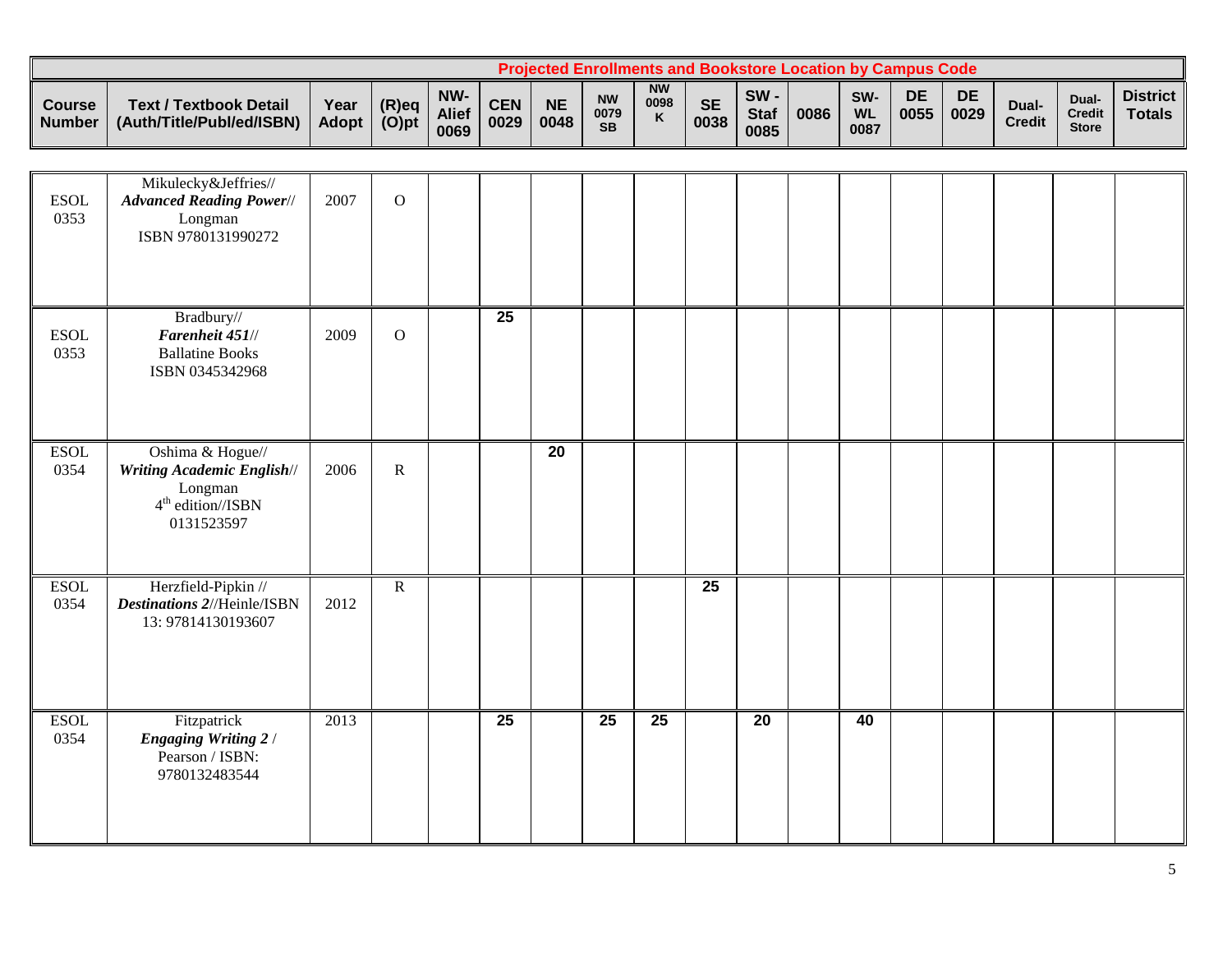| Course Number | Text / Textbook Detail (Auth/Title/Publ/ed/ISBN) | Year Adopt | (R)eq (O)pt | NW-Alief 0069 | CEN 0029 | NE 0048 | NW 0079 SB | NW 0098 K | SE 0038 | SW - Staf 0085 | 0086 | SW-WL 0087 | DE 0055 | DE 0029 | Dual-Credit | Dual-Credit Store | District Totals |
|---|---|---|---|---|---|---|---|---|---|---|---|---|---|---|---|---|---|
| | **Projected Enrollments and Bookstore Location by Campus Code** | | | | | | | | | | | | | | | | |
| ESOL 0353 | Mikulecky&Jeffries// ***Advanced Reading Power***// Longman ISBN 9780131990272 | 2007 | O | | | | | | | | | | | | | | |
| ESOL 0353 | Bradbury// ***Farenheit 451***// Ballatine Books ISBN 0345342968 | 2009 | O | | 25 | | | | | | | | | | | | |
| ESOL 0354 | Oshima & Hogue// ***Writing Academic English***// Longman 4th edition//ISBN 0131523597 | 2006 | R | | | 20 | | | | | | | | | | | |
| ESOL 0354 | Herzfield-Pipkin // ***Destinations 2***//Heinle/ISBN 13: 97814130193607 | 2012 | R | | | | | | 25 | | | | | | | | |
| ESOL 0354 | Fitzpatrick ***Engaging Writing 2*** / Pearson / ISBN: 9780132483544 | 2013 | | | 25 | | 25 | 25 | | 20 | | 40 | | | | | |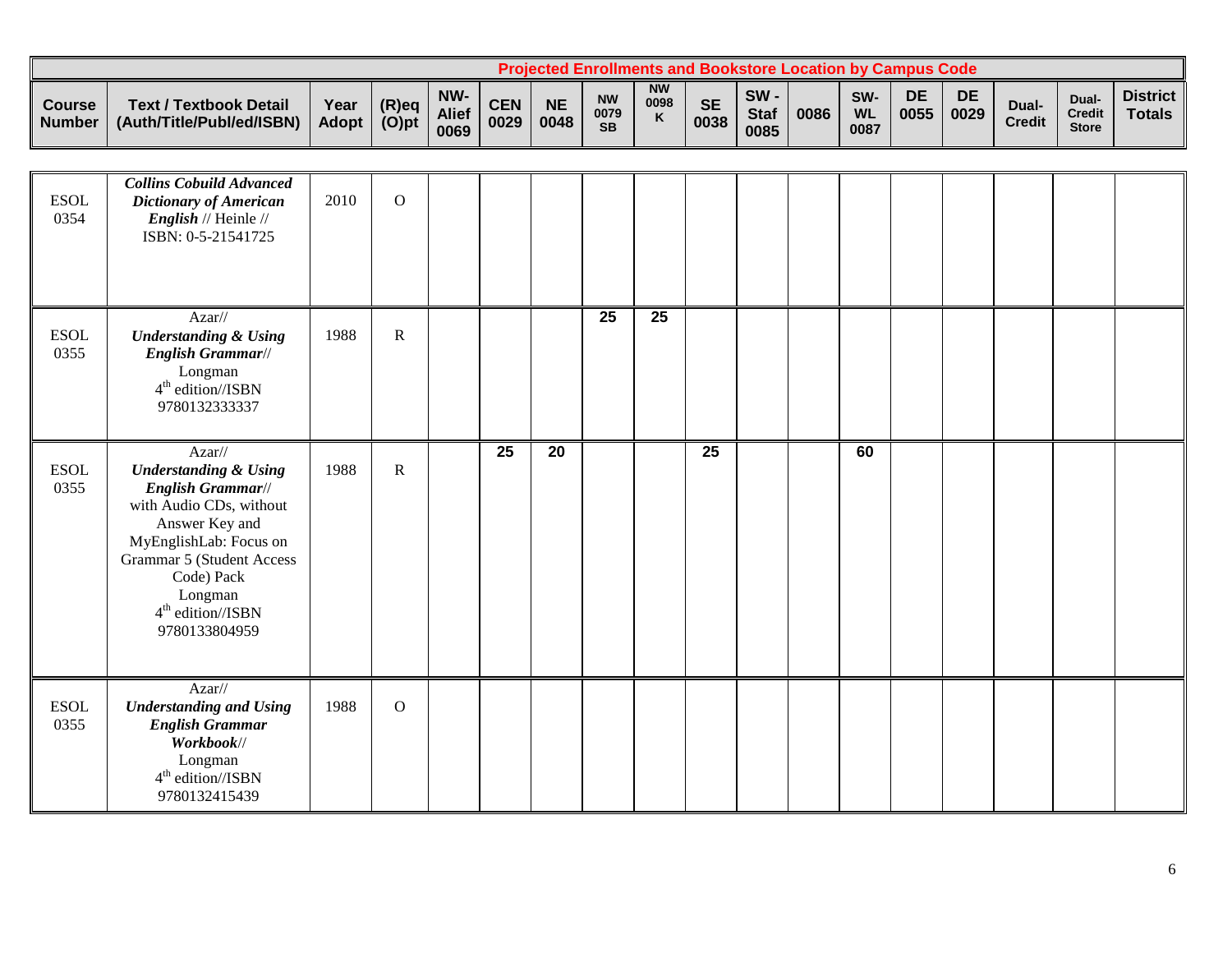| | | | | Projected Enrollments and Bookstore Location by Campus Code | | | | | | | | | | | | | |
|---|---|---|---|---|---|---|---|---|---|---|---|---|---|---|---|---|---|
| Course Number | Text / Textbook Detail (Auth/Title/Publ/ed/ISBN) | Year Adopt | (R)eq (O)pt | NW-Alief 0069 | CEN 0029 | NE 0048 | NW 0079 SB | NW 0098 K | SE 0038 | SW - Staf 0085 | 0086 | SW-WL 0087 | DE 0055 | DE 0029 | Dual-Credit | Dual-Credit Store | District Totals |
| ESOL 0354 | ***Collins Cobuild Advanced Dictionary of American English*** // Heinle // ISBN: 0-5-21541725 | 2010 | O | | | | | | | | | | | | | | |
| ESOL 0355 | Azar// ***Understanding & Using English Grammar***// Longman 4th edition//ISBN 9780132333337 | 1988 | R | | | | 25 | 25 | | | | | | | | | |
| ESOL 0355 | Azar// ***Understanding & Using English Grammar***// with Audio CDs, without Answer Key and MyEnglishLab: Focus on Grammar 5 (Student Access Code) Pack Longman 4th edition//ISBN 9780133804959 | 1988 | R | | 25 | 20 | | | 25 | | | 60 | | | | | |
| ESOL 0355 | Azar// ***Understanding and Using English Grammar Workbook***// Longman 4th edition//ISBN 9780132415439 | 1988 | O | | | | | | | | | | | | | | |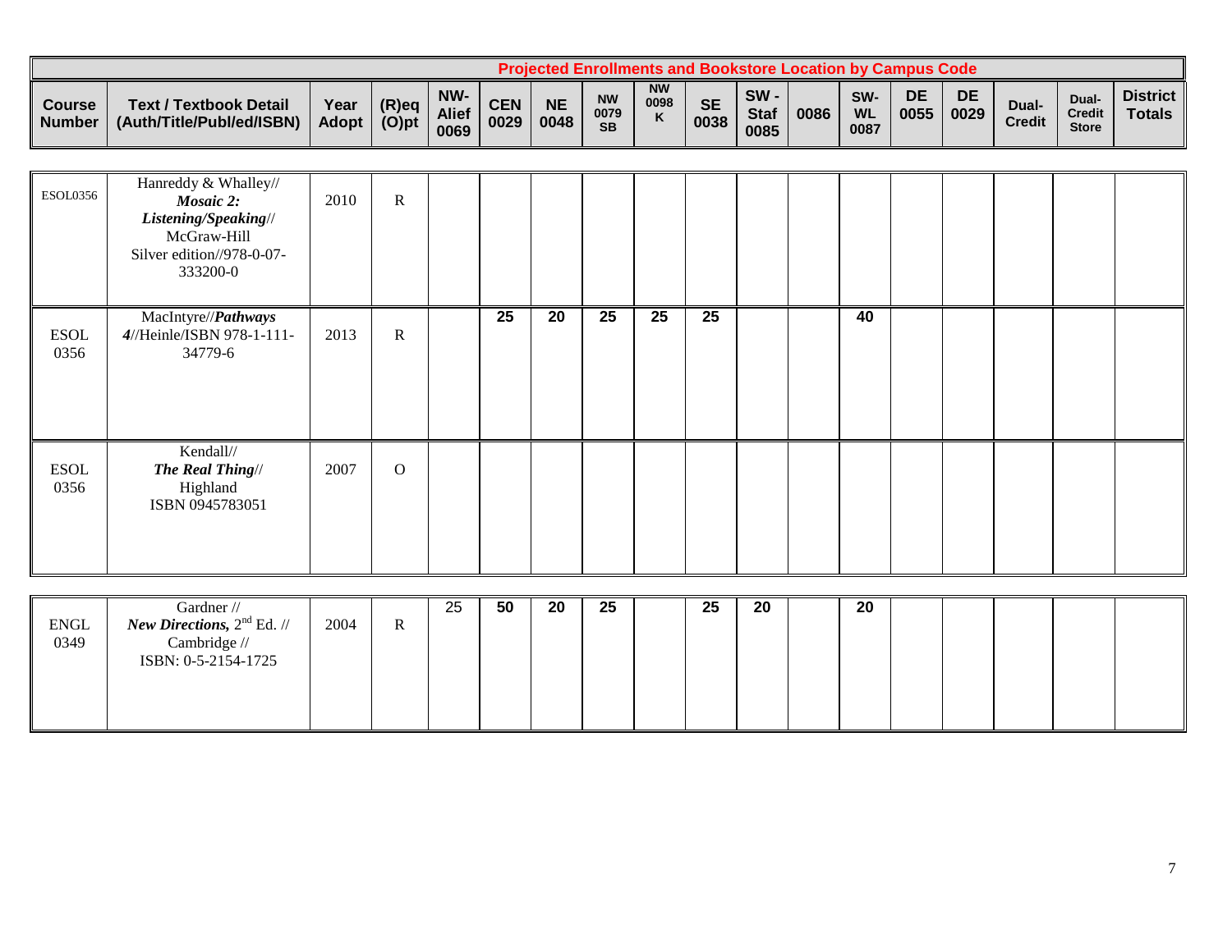| Projected Enrollments and Bookstore Location by Campus Code | | | | | | | | | | | | | | | | | |
|---|---|---|---|---|---|---|---|---|---|---|---|---|---|---|---|---|---|
| **Course Number** | **Text / Textbook Detail (Auth/Title/Publ/ed/ISBN)** | **Year Adopt** | **(R)eq (O)pt** | **NW-Alief 0069** | **CEN 0029** | **NE 0048** | **NW 0079 SB** | **NW 0098 K** | **SE 0038** | **SW - Staf 0085** | **0086** | **SW-WL 0087** | **DE 0055** | **DE 0029** | **Dual-Credit** | **Dual-Credit Store** | **District Totals** |
| ESOL0356 | Hanreddy & Whalley// ***Mosaic 2: Listening/Speaking***// McGraw-Hill Silver edition//978-0-07-333200-0 | 2010 | R | | | | | | | | | | | | | | |
| ESOL 0356 | MacIntyre//***Pathways 4***//Heinle/ISBN 978-1-111-34779-6 | 2013 | R | | **25** | **20** | **25** | **25** | **25** | | | **40** | | | | | |
| ESOL 0356 | Kendall// ***The Real Thing***// Highland ISBN 0945783051 | 2007 | O | | | | | | | | | | | | | | |
| ENGL 0349 | Gardner // ***New Directions,*** 2nd Ed. // Cambridge // ISBN: 0-5-2154-1725 | 2004 | R | 25 | **50** | **20** | **25** | | **25** | **20** | | **20** | | | | | |